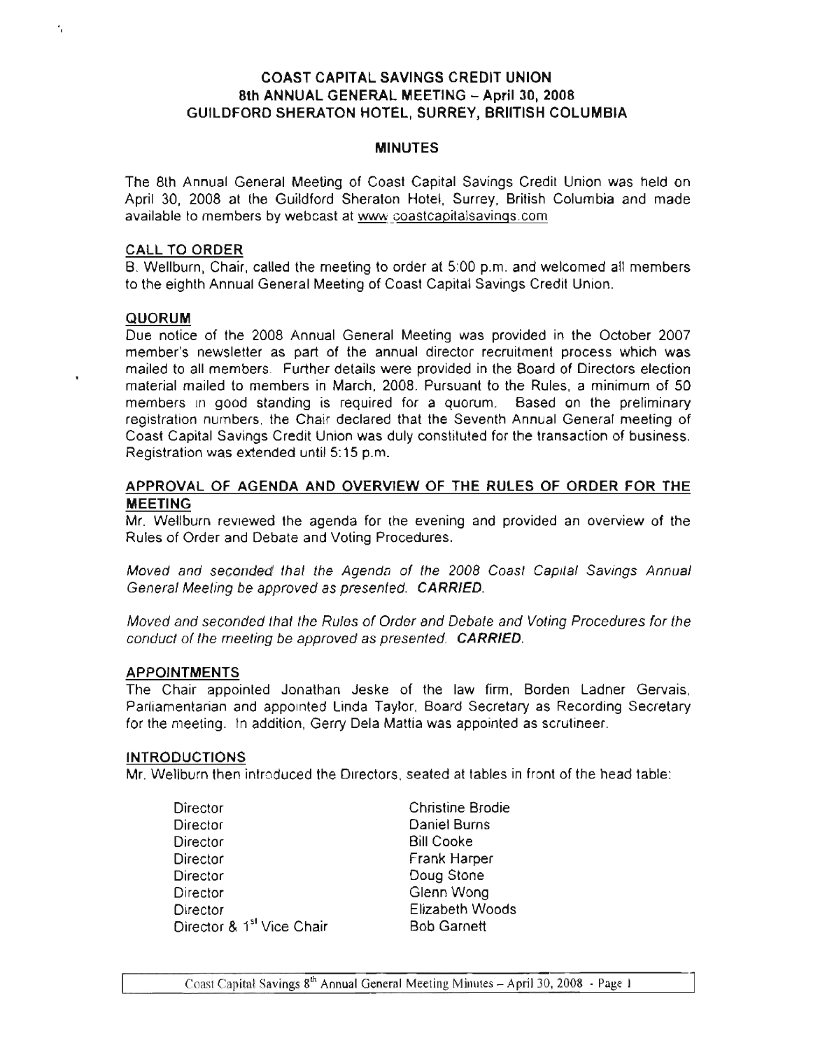# COAST CAPITAL SAVINGS CREDIT UNION
## 8th ANNUAL GENERAL MEETING – April 30, 2008
## GUILDFORD SHERATON HOTEL, SURREY, BRIITISH COLUMBIA

### MINUTES

The 8th Annual General Meeting of Coast Capital Savings Credit Union was held on April 30, 2008 at the Guildford Sheraton Hotel, Surrey, British Columbia and made available to members by webcast at www.coastcapitalsavings.com

### CALL TO ORDER

B. Wellburn, Chair, called the meeting to order at 5:00 p.m. and welcomed all members to the eighth Annual General Meeting of Coast Capital Savings Credit Union.

### QUORUM

Due notice of the 2008 Annual General Meeting was provided in the October 2007 member's newsletter as part of the annual director recruitment process which was mailed to all members. Further details were provided in the Board of Directors election material mailed to members in March, 2008. Pursuant to the Rules, a minimum of 50 members in good standing is required for a quorum. Based on the preliminary registration numbers, the Chair declared that the Seventh Annual General meeting of Coast Capital Savings Credit Union was duly constituted for the transaction of business. Registration was extended until 5:15 p.m.

### APPROVAL OF AGENDA AND OVERVIEW OF THE RULES OF ORDER FOR THE MEETING

Mr. Wellburn reviewed the agenda for the evening and provided an overview of the Rules of Order and Debate and Voting Procedures.

*Moved and seconded that the Agenda of the 2008 Coast Capital Savings Annual General Meeting be approved as presented.* ***CARRIED.***

*Moved and seconded that the Rules of Order and Debate and Voting Procedures for the conduct of the meeting be approved as presented.* ***CARRIED.***

### APPOINTMENTS

The Chair appointed Jonathan Jeske of the law firm, Borden Ladner Gervais, Parliamentarian and appointed Linda Taylor, Board Secretary as Recording Secretary for the meeting. In addition, Gerry Dela Mattia was appointed as scrutineer.

### INTRODUCTIONS

Mr. Wellburn then introduced the Directors, seated at tables in front of the head table:

| | |
|---|---|
| Director | Christine Brodie |
| Director | Daniel Burns |
| Director | Bill Cooke |
| Director | Frank Harper |
| Director | Doug Stone |
| Director | Glenn Wong |
| Director | Elizabeth Woods |
| Director & 1st Vice Chair | Bob Garnett |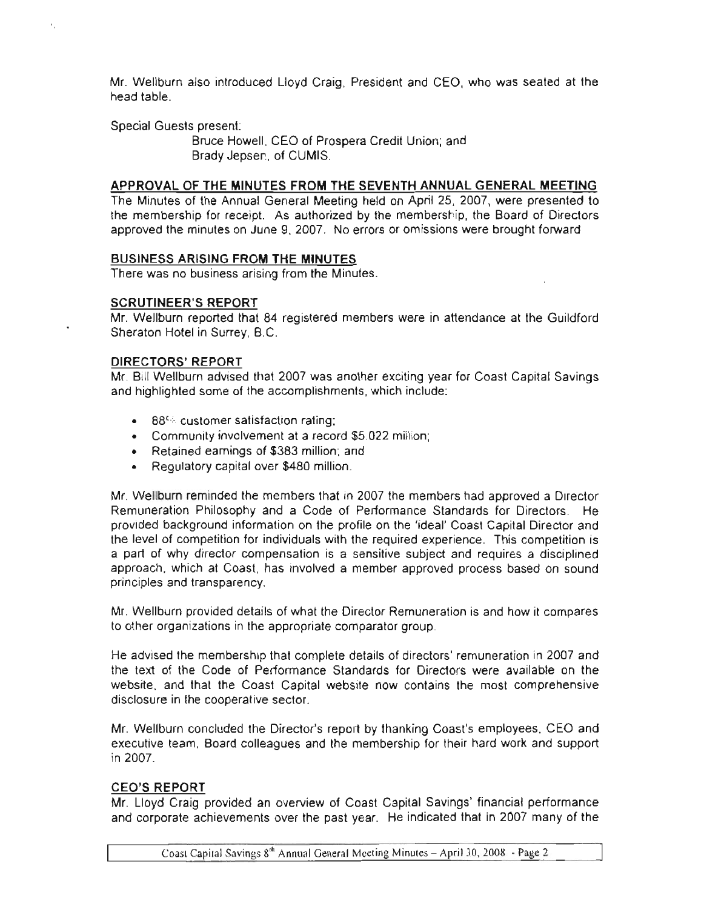Mr. Wellburn also introduced Lloyd Craig, President and CEO, who was seated at the head table.

Special Guests present:

Bruce Howell, CEO of Prospera Credit Union; and
Brady Jepsen, of CUMIS.

## APPROVAL OF THE MINUTES FROM THE SEVENTH ANNUAL GENERAL MEETING

The Minutes of the Annual General Meeting held on April 25, 2007, were presented to the membership for receipt. As authorized by the membership, the Board of Directors approved the minutes on June 9, 2007. No errors or omissions were brought forward

## BUSINESS ARISING FROM THE MINUTES

There was no business arising from the Minutes.

## SCRUTINEER'S REPORT

Mr. Wellburn reported that 84 registered members were in attendance at the Guildford Sheraton Hotel in Surrey, B.C.

## DIRECTORS' REPORT

Mr. Bill Wellburn advised that 2007 was another exciting year for Coast Capital Savings and highlighted some of the accomplishments, which include:

- 88% customer satisfaction rating;
- Community involvement at a record $5.022 million;
- Retained earnings of $383 million; and
- Regulatory capital over $480 million.

Mr. Wellburn reminded the members that in 2007 the members had approved a Director Remuneration Philosophy and a Code of Performance Standards for Directors. He provided background information on the profile on the 'ideal' Coast Capital Director and the level of competition for individuals with the required experience. This competition is a part of why director compensation is a sensitive subject and requires a disciplined approach, which at Coast, has involved a member approved process based on sound principles and transparency.

Mr. Wellburn provided details of what the Director Remuneration is and how it compares to other organizations in the appropriate comparator group.

He advised the membership that complete details of directors' remuneration in 2007 and the text of the Code of Performance Standards for Directors were available on the website, and that the Coast Capital website now contains the most comprehensive disclosure in the cooperative sector.

Mr. Wellburn concluded the Director's report by thanking Coast's employees, CEO and executive team, Board colleagues and the membership for their hard work and support in 2007.

## CEO'S REPORT

Mr. Lloyd Craig provided an overview of Coast Capital Savings' financial performance and corporate achievements over the past year. He indicated that in 2007 many of the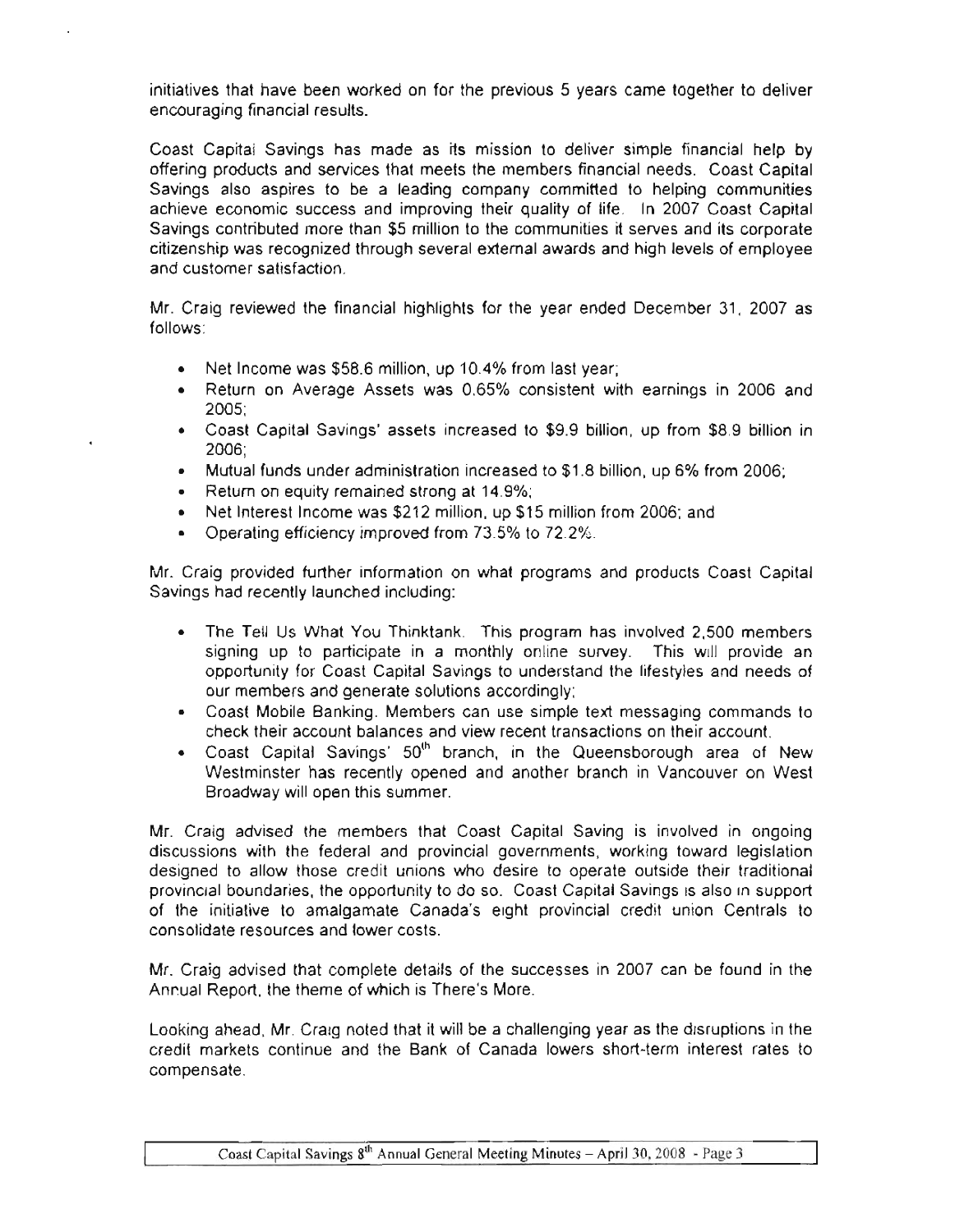initiatives that have been worked on for the previous 5 years came together to deliver encouraging financial results.

Coast Capital Savings has made as its mission to deliver simple financial help by offering products and services that meets the members financial needs. Coast Capital Savings also aspires to be a leading company committed to helping communities achieve economic success and improving their quality of life. In 2007 Coast Capital Savings contributed more than $5 million to the communities it serves and its corporate citizenship was recognized through several external awards and high levels of employee and customer satisfaction.

Mr. Craig reviewed the financial highlights for the year ended December 31, 2007 as follows:

- Net Income was $58.6 million, up 10.4% from last year;
- Return on Average Assets was 0.65% consistent with earnings in 2006 and 2005;
- Coast Capital Savings' assets increased to $9.9 billion, up from $8.9 billion in 2006;
- Mutual funds under administration increased to $1.8 billion, up 6% from 2006;
- Return on equity remained strong at 14.9%;
- Net Interest Income was $212 million, up $15 million from 2006; and
- Operating efficiency improved from 73.5% to 72.2%.

Mr. Craig provided further information on what programs and products Coast Capital Savings had recently launched including:

- The Tell Us What You Thinktank. This program has involved 2,500 members signing up to participate in a monthly online survey. This will provide an opportunity for Coast Capital Savings to understand the lifestyles and needs of our members and generate solutions accordingly;
- Coast Mobile Banking. Members can use simple text messaging commands to check their account balances and view recent transactions on their account.
- Coast Capital Savings' 50th branch, in the Queensborough area of New Westminster has recently opened and another branch in Vancouver on West Broadway will open this summer.

Mr. Craig advised the members that Coast Capital Saving is involved in ongoing discussions with the federal and provincial governments, working toward legislation designed to allow those credit unions who desire to operate outside their traditional provincial boundaries, the opportunity to do so. Coast Capital Savings is also in support of the initiative to amalgamate Canada's eight provincial credit union Centrals to consolidate resources and lower costs.

Mr. Craig advised that complete details of the successes in 2007 can be found in the Annual Report, the theme of which is There's More.

Looking ahead, Mr. Craig noted that it will be a challenging year as the disruptions in the credit markets continue and the Bank of Canada lowers short-term interest rates to compensate.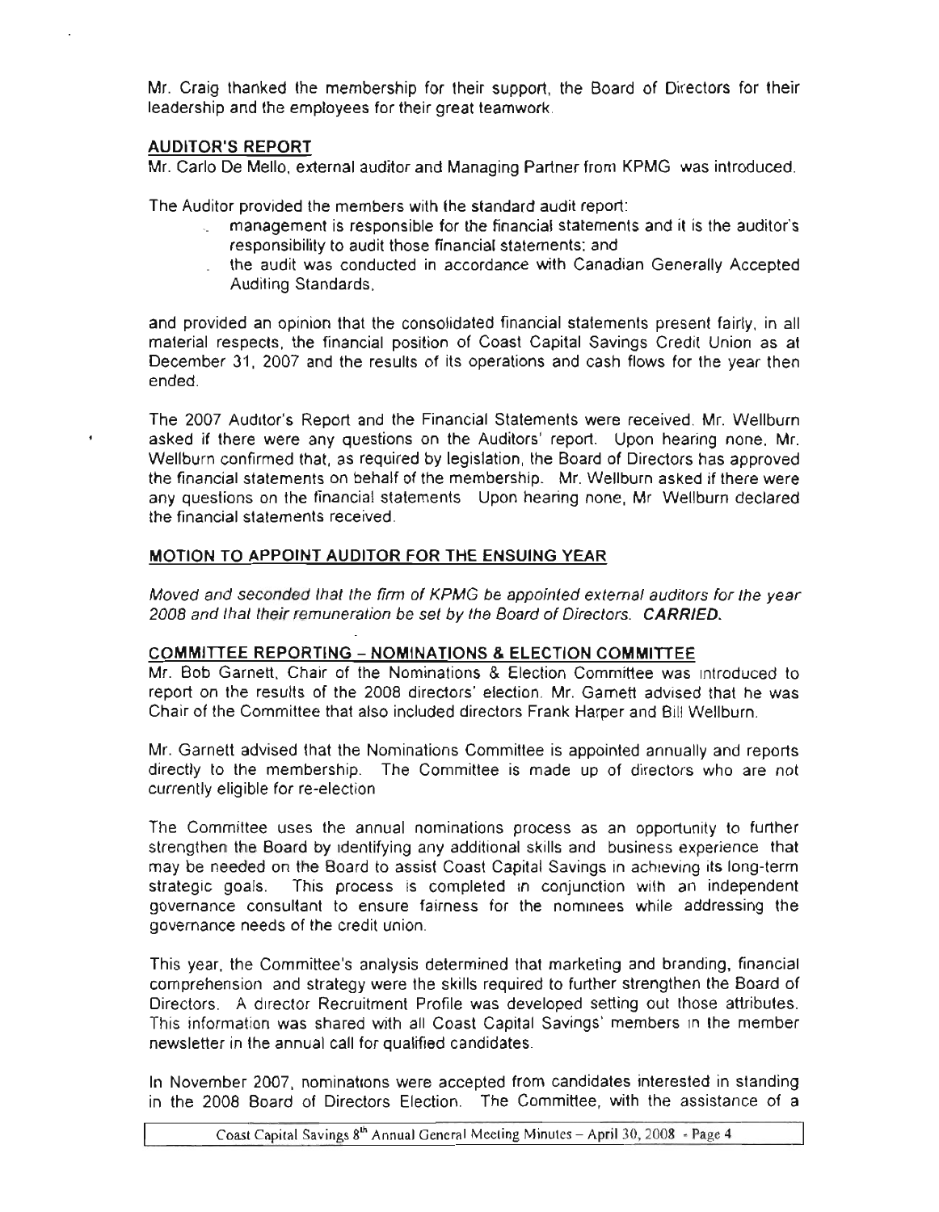Mr. Craig thanked the membership for their support, the Board of Directors for their leadership and the employees for their great teamwork.

## AUDITOR'S REPORT

Mr. Carlo De Mello, external auditor and Managing Partner from KPMG was introduced.

The Auditor provided the members with the standard audit report:

- management is responsible for the financial statements and it is the auditor's responsibility to audit those financial statements; and
- the audit was conducted in accordance with Canadian Generally Accepted Auditing Standards,

and provided an opinion that the consolidated financial statements present fairly, in all material respects, the financial position of Coast Capital Savings Credit Union as at December 31, 2007 and the results of its operations and cash flows for the year then ended.

The 2007 Auditor's Report and the Financial Statements were received. Mr. Wellburn asked if there were any questions on the Auditors' report. Upon hearing none, Mr. Wellburn confirmed that, as required by legislation, the Board of Directors has approved the financial statements on behalf of the membership. Mr. Wellburn asked if there were any questions on the financial statements. Upon hearing none, Mr Wellburn declared the financial statements received.

## MOTION TO APPOINT AUDITOR FOR THE ENSUING YEAR

*Moved and seconded that the firm of KPMG be appointed external auditors for the year 2008 and that their remuneration be set by the Board of Directors.* ***CARRIED.***

## COMMITTEE REPORTING – NOMINATIONS & ELECTION COMMITTEE

Mr. Bob Garnett, Chair of the Nominations & Election Committee was introduced to report on the results of the 2008 directors' election. Mr. Garnett advised that he was Chair of the Committee that also included directors Frank Harper and Bill Wellburn.

Mr. Garnett advised that the Nominations Committee is appointed annually and reports directly to the membership. The Committee is made up of directors who are not currently eligible for re-election

The Committee uses the annual nominations process as an opportunity to further strengthen the Board by identifying any additional skills and business experience that may be needed on the Board to assist Coast Capital Savings in achieving its long-term strategic goals. This process is completed in conjunction with an independent governance consultant to ensure fairness for the nominees while addressing the governance needs of the credit union.

This year, the Committee's analysis determined that marketing and branding, financial comprehension and strategy were the skills required to further strengthen the Board of Directors. A director Recruitment Profile was developed setting out those attributes. This information was shared with all Coast Capital Savings' members in the member newsletter in the annual call for qualified candidates.

In November 2007, nominations were accepted from candidates interested in standing in the 2008 Board of Directors Election. The Committee, with the assistance of a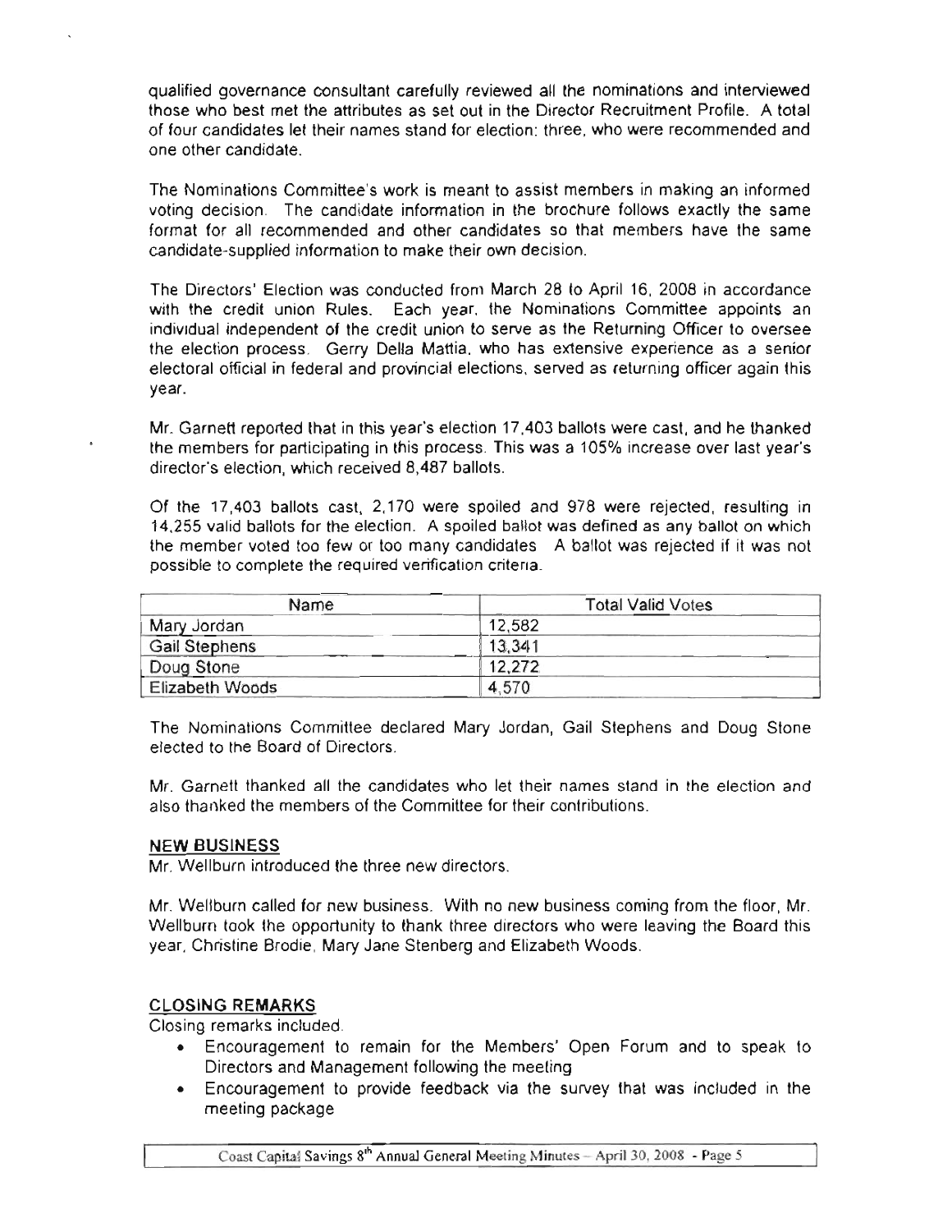qualified governance consultant carefully reviewed all the nominations and interviewed those who best met the attributes as set out in the Director Recruitment Profile. A total of four candidates let their names stand for election: three, who were recommended and one other candidate.

The Nominations Committee's work is meant to assist members in making an informed voting decision. The candidate information in the brochure follows exactly the same format for all recommended and other candidates so that members have the same candidate-supplied information to make their own decision.

The Directors' Election was conducted from March 28 to April 16, 2008 in accordance with the credit union Rules. Each year, the Nominations Committee appoints an individual independent of the credit union to serve as the Returning Officer to oversee the election process. Gerry Della Mattia, who has extensive experience as a senior electoral official in federal and provincial elections, served as returning officer again this year.

Mr. Garnett reported that in this year's election 17,403 ballots were cast, and he thanked the members for participating in this process. This was a 105% increase over last year's director's election, which received 8,487 ballots.

Of the 17,403 ballots cast, 2,170 were spoiled and 978 were rejected, resulting in 14,255 valid ballots for the election. A spoiled ballot was defined as any ballot on which the member voted too few or too many candidates. A ballot was rejected if it was not possible to complete the required verification criteria.

| Name | Total Valid Votes |
|---|---|
| Mary Jordan | 12,582 |
| Gail Stephens | 13,341 |
| Doug Stone | 12,272 |
| Elizabeth Woods | 4,570 |

The Nominations Committee declared Mary Jordan, Gail Stephens and Doug Stone elected to the Board of Directors.

Mr. Garnett thanked all the candidates who let their names stand in the election and also thanked the members of the Committee for their contributions.

## NEW BUSINESS

Mr. Wellburn introduced the three new directors.

Mr. Wellburn called for new business. With no new business coming from the floor, Mr. Wellburn took the opportunity to thank three directors who were leaving the Board this year, Christine Brodie, Mary Jane Stenberg and Elizabeth Woods.

## CLOSING REMARKS

Closing remarks included:

- Encouragement to remain for the Members' Open Forum and to speak to Directors and Management following the meeting
- Encouragement to provide feedback via the survey that was included in the meeting package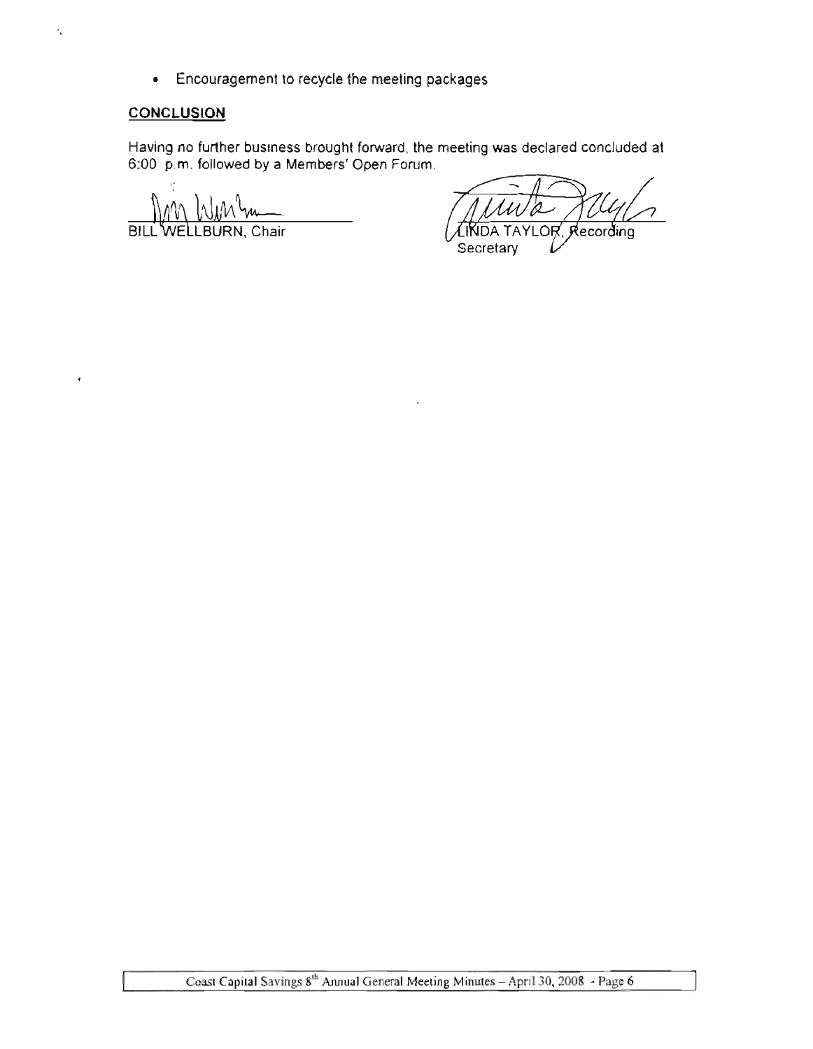- Encouragement to recycle the meeting packages

## CONCLUSION

Having no further business brought forward, the meeting was declared concluded at 6:00 p.m. followed by a Members' Open Forum.

BILL WELLBURN, Chair

LINDA TAYLOR, Recording Secretary